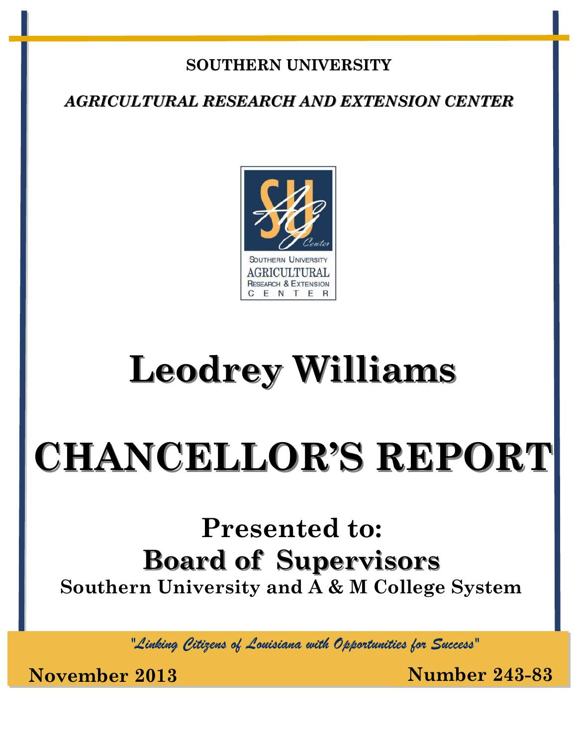**SOUTHERN UNIVERSITY**

***AGRICULTURAL RESEARCH AND EXTENSION CENTER***

SOUTHERN UNIVERSITY
AGRICULTURAL
RESEARCH & EXTENSION
CENTER

# Leodrey Williams

# CHANCELLOR'S REPORT

## Presented to:

## Board of Supervisors

**Southern University and A & M College System**

*"Linking Citizens of Louisiana with Opportunities for Success"*

**November 2013** **Number 243-83**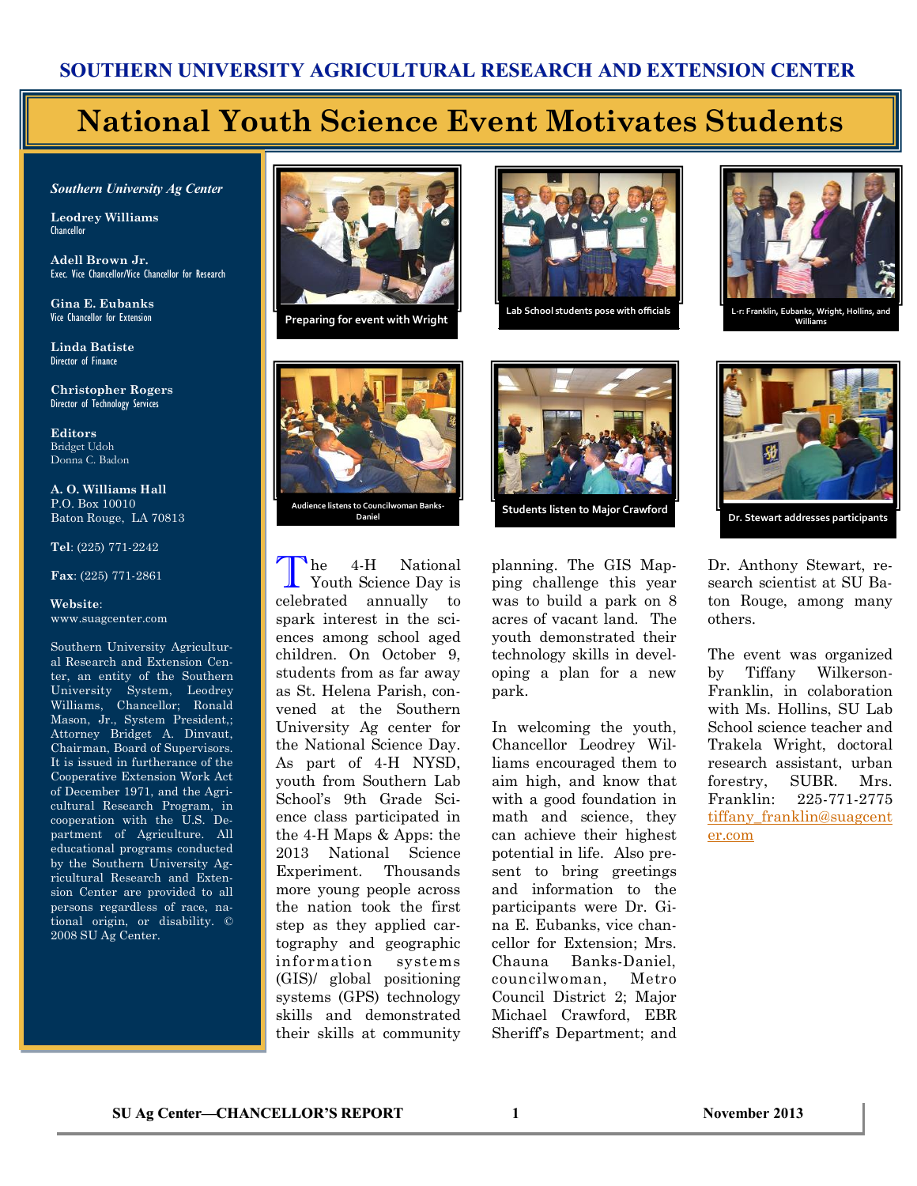# National Youth Science Event Motivates Students

*Southern University Ag Center*

**Leodrey Williams**
Chancellor

**Adell Brown Jr.**
Exec. Vice Chancellor/Vice Chancellor for Research

**Gina E. Eubanks**
Vice Chancellor for Extension

**Linda Batiste**
Director of Finance

**Christopher Rogers**
Director of Technology Services

**Editors**
Bridget Udoh
Donna C. Badon

**A. O. Williams Hall**
P.O. Box 10010
Baton Rouge, LA 70813

**Tel**: (225) 771-2242

**Fax**: (225) 771-2861

**Website**:
www.suagcenter.com

Southern University Agricultural Research and Extension Center, an entity of the Southern University System, Leodrey Williams, Chancellor; Ronald Mason, Jr., System President,; Attorney Bridget A. Dinvaut, Chairman, Board of Supervisors. It is issued in furtherance of the Cooperative Extension Work Act of December 1971, and the Agricultural Research Program, in cooperation with the U.S. Department of Agriculture. All educational programs conducted by the Southern University Agricultural Research and Extension Center are provided to all persons regardless of race, national origin, or disability. © 2008 SU Ag Center.

Preparing for event with Wright

Lab School students pose with officials

L-r: Franklin, Eubanks, Wright, Hollins, and Williams

Audience listens to Councilwoman Banks-Daniel

Students listen to Major Crawford

Dr. Stewart addresses participants

The 4-H National Youth Science Day is celebrated annually to spark interest in the sciences among school aged children. On October 9, students from as far away as St. Helena Parish, convened at the Southern University Ag center for the National Science Day. As part of 4-H NYSD, youth from Southern Lab School's 9th Grade Science class participated in the 4-H Maps & Apps: the 2013 National Science Experiment. Thousands more young people across the nation took the first step as they applied cartography and geographic information systems (GIS)/ global positioning systems (GPS) technology skills and demonstrated their skills at community planning. The GIS Mapping challenge this year was to build a park on 8 acres of vacant land. The youth demonstrated their technology skills in developing a plan for a new park.

In welcoming the youth, Chancellor Leodrey Williams encouraged them to aim high, and know that with a good foundation in math and science, they can achieve their highest potential in life. Also present to bring greetings and information to the participants were Dr. Gina E. Eubanks, vice chancellor for Extension; Mrs. Chauna Banks-Daniel, councilwoman, Metro Council District 2; Major Michael Crawford, EBR Sheriff's Department; and Dr. Anthony Stewart, research scientist at SU Baton Rouge, among many others.

The event was organized by Tiffany Wilkerson-Franklin, in colaboration with Ms. Hollins, SU Lab School science teacher and Trakela Wright, doctoral research assistant, urban forestry, SUBR. Mrs. Franklin: 225-771-2775 tiffany_franklin@suagcenter.com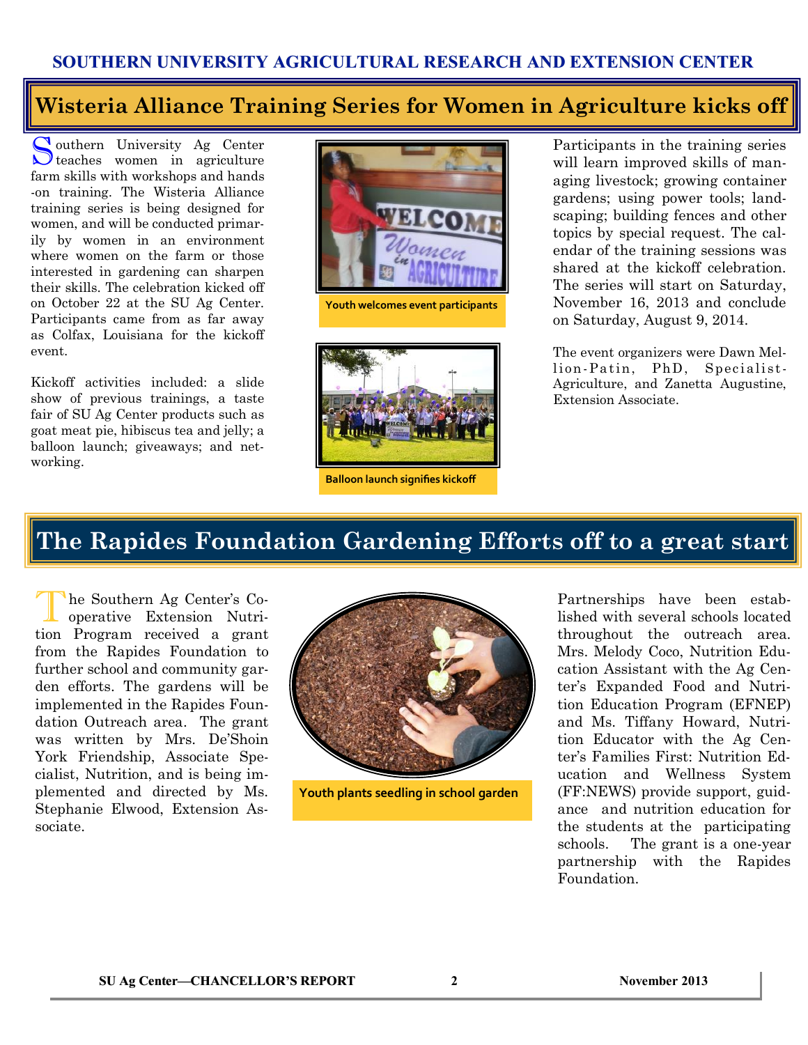SOUTHERN UNIVERSITY AGRICULTURAL RESEARCH AND EXTENSION CENTER

## Wisteria Alliance Training Series for Women in Agriculture kicks off

Southern University Ag Center teaches women in agriculture farm skills with workshops and hands-on training. The Wisteria Alliance training series is being designed for women, and will be conducted primarily by women in an environment where women on the farm or those interested in gardening can sharpen their skills. The celebration kicked off on October 22 at the SU Ag Center. Participants came from as far away as Colfax, Louisiana for the kickoff event.

Kickoff activities included: a slide show of previous trainings, a taste fair of SU Ag Center products such as goat meat pie, hibiscus tea and jelly; a balloon launch; giveaways; and networking.

Youth welcomes event participants

Balloon launch signifies kickoff

Participants in the training series will learn improved skills of managing livestock; growing container gardens; using power tools; landscaping; building fences and other topics by special request. The calendar of the training sessions was shared at the kickoff celebration. The series will start on Saturday, November 16, 2013 and conclude on Saturday, August 9, 2014.

The event organizers were Dawn Mellion-Patin, PhD, Specialist-Agriculture, and Zanetta Augustine, Extension Associate.

## The Rapides Foundation Gardening Efforts off to a great start

The Southern Ag Center's Cooperative Extension Nutrition Program received a grant from the Rapides Foundation to further school and community garden efforts. The gardens will be implemented in the Rapides Foundation Outreach area. The grant was written by Mrs. De'Shoin York Friendship, Associate Specialist, Nutrition, and is being implemented and directed by Ms. Stephanie Elwood, Extension Associate.

Youth plants seedling in school garden

Partnerships have been established with several schools located throughout the outreach area. Mrs. Melody Coco, Nutrition Education Assistant with the Ag Center's Expanded Food and Nutrition Education Program (EFNEP) and Ms. Tiffany Howard, Nutrition Educator with the Ag Center's Families First: Nutrition Education and Wellness System (FF:NEWS) provide support, guidance and nutrition education for the students at the participating schools. The grant is a one-year partnership with the Rapides Foundation.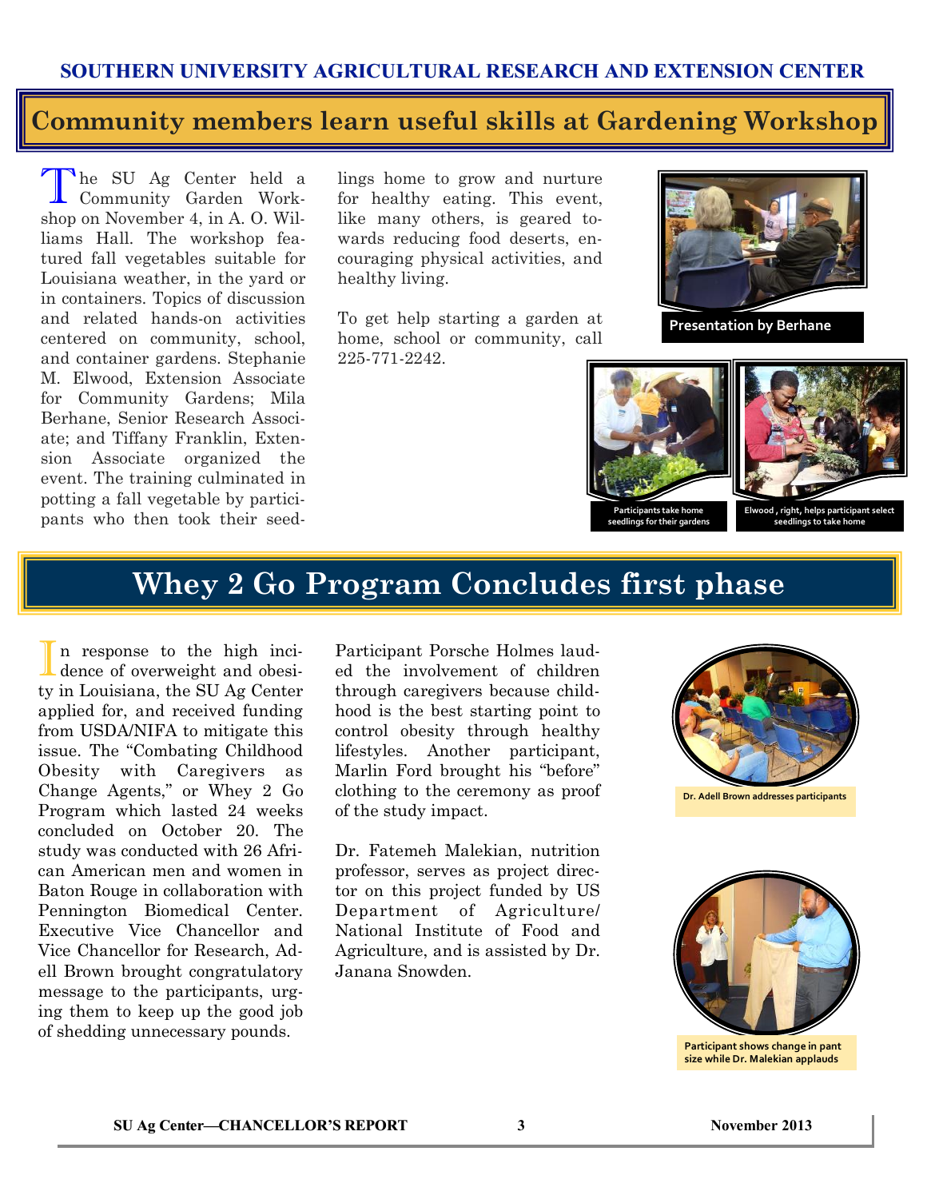## Community members learn useful skills at Gardening Workshop

The SU Ag Center held a Community Garden Workshop on November 4, in A. O. Williams Hall. The workshop featured fall vegetables suitable for Louisiana weather, in the yard or in containers. Topics of discussion and related hands-on activities centered on community, school, and container gardens. Stephanie M. Elwood, Extension Associate for Community Gardens; Mila Berhane, Senior Research Associate; and Tiffany Franklin, Extension Associate organized the event. The training culminated in potting a fall vegetable by participants who then took their seedlings home to grow and nurture for healthy eating. This event, like many others, is geared towards reducing food deserts, encouraging physical activities, and healthy living.

To get help starting a garden at home, school or community, call 225-771-2242.

Presentation by Berhane

Participants take home seedlings for their gardens

Elwood , right, helps participant select seedlings to take home

## Whey 2 Go Program Concludes first phase

In response to the high incidence of overweight and obesity in Louisiana, the SU Ag Center applied for, and received funding from USDA/NIFA to mitigate this issue. The "Combating Childhood Obesity with Caregivers as Change Agents," or Whey 2 Go Program which lasted 24 weeks concluded on October 20. The study was conducted with 26 African American men and women in Baton Rouge in collaboration with Pennington Biomedical Center. Executive Vice Chancellor and Vice Chancellor for Research, Adell Brown brought congratulatory message to the participants, urging them to keep up the good job of shedding unnecessary pounds.

Participant Porsche Holmes lauded the involvement of children through caregivers because childhood is the best starting point to control obesity through healthy lifestyles. Another participant, Marlin Ford brought his "before" clothing to the ceremony as proof of the study impact.

Dr. Fatemeh Malekian, nutrition professor, serves as project director on this project funded by US Department of Agriculture/ National Institute of Food and Agriculture, and is assisted by Dr. Janana Snowden.

Dr. Adell Brown addresses participants

Participant shows change in pant size while Dr. Malekian applauds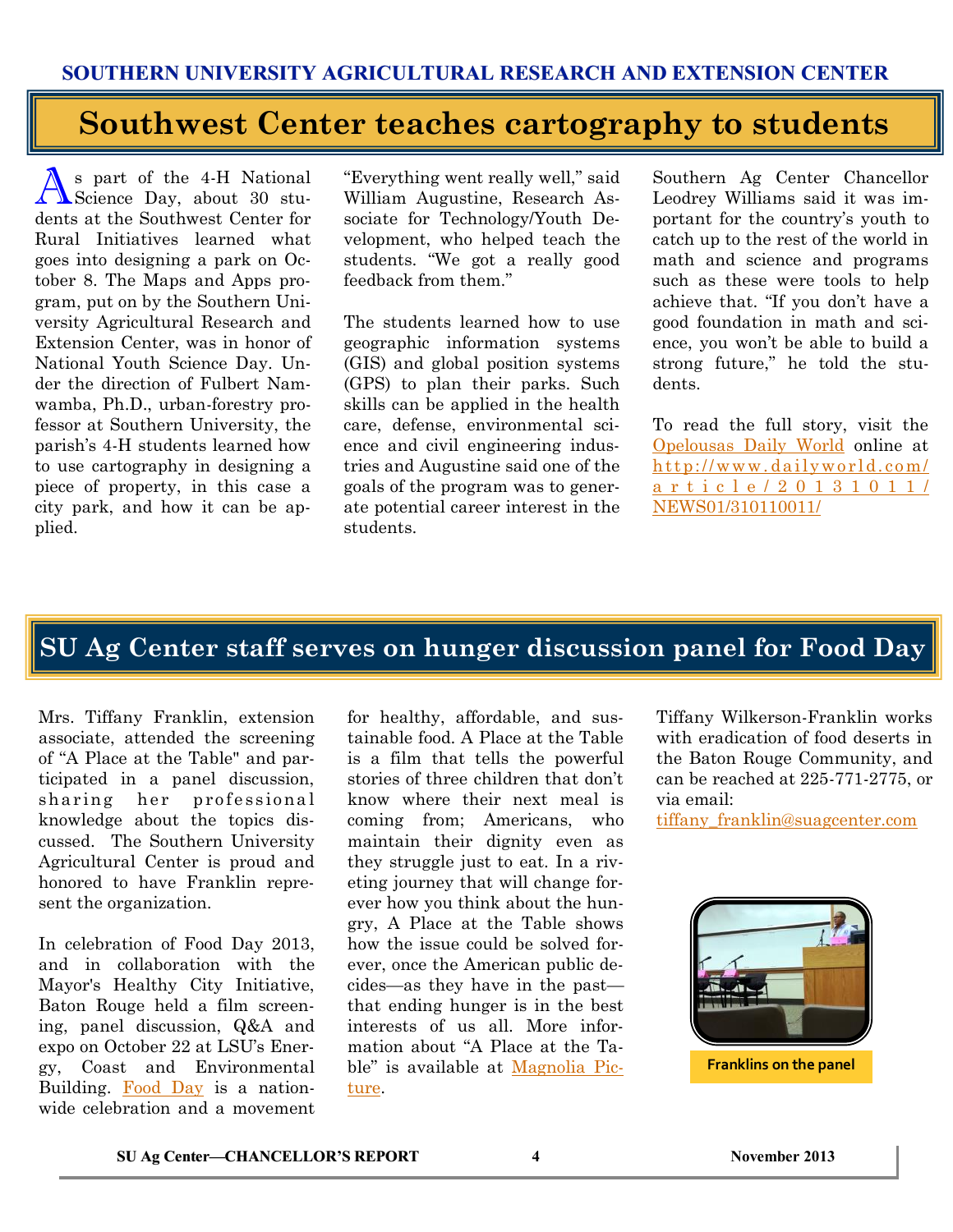## Southwest Center teaches cartography to students

As part of the 4-H National Science Day, about 30 students at the Southwest Center for Rural Initiatives learned what goes into designing a park on October 8. The Maps and Apps program, put on by the Southern University Agricultural Research and Extension Center, was in honor of National Youth Science Day. Under the direction of Fulbert Namwamba, Ph.D., urban-forestry professor at Southern University, the parish's 4-H students learned how to use cartography in designing a piece of property, in this case a city park, and how it can be applied.

"Everything went really well," said William Augustine, Research Associate for Technology/Youth Development, who helped teach the students. "We got a really good feedback from them."

The students learned how to use geographic information systems (GIS) and global position systems (GPS) to plan their parks. Such skills can be applied in the health care, defense, environmental science and civil engineering industries and Augustine said one of the goals of the program was to generate potential career interest in the students.

Southern Ag Center Chancellor Leodrey Williams said it was important for the country's youth to catch up to the rest of the world in math and science and programs such as these were tools to help achieve that. "If you don't have a good foundation in math and science, you won't be able to build a strong future," he told the students.

To read the full story, visit the Opelousas Daily World online at http://www.dailyworld.com/article/20131011/NEWS01/310110011/

## SU Ag Center staff serves on hunger discussion panel for Food Day

Mrs. Tiffany Franklin, extension associate, attended the screening of "A Place at the Table" and participated in a panel discussion, sharing her professional knowledge about the topics discussed. The Southern University Agricultural Center is proud and honored to have Franklin represent the organization.

In celebration of Food Day 2013, and in collaboration with the Mayor's Healthy City Initiative, Baton Rouge held a film screening, panel discussion, Q&A and expo on October 22 at LSU's Energy, Coast and Environmental Building. Food Day is a nationwide celebration and a movement for healthy, affordable, and sustainable food. A Place at the Table is a film that tells the powerful stories of three children that don't know where their next meal is coming from; Americans, who maintain their dignity even as they struggle just to eat. In a riveting journey that will change forever how you think about the hungry, A Place at the Table shows how the issue could be solved forever, once the American public decides—as they have in the past—that ending hunger is in the best interests of us all. More information about "A Place at the Table" is available at Magnolia Picture.

Tiffany Wilkerson-Franklin works with eradication of food deserts in the Baton Rouge Community, and can be reached at 225-771-2775, or via email: tiffany_franklin@suagcenter.com

Franklins on the panel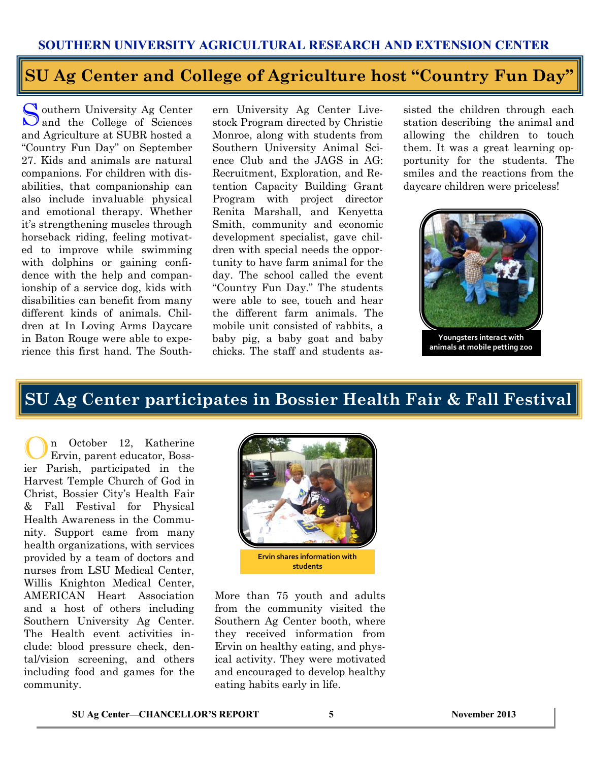## SU Ag Center and College of Agriculture host "Country Fun Day"

Southern University Ag Center and the College of Sciences and Agriculture at SUBR hosted a "Country Fun Day" on September 27. Kids and animals are natural companions. For children with disabilities, that companionship can also include invaluable physical and emotional therapy. Whether it's strengthening muscles through horseback riding, feeling motivated to improve while swimming with dolphins or gaining confidence with the help and companionship of a service dog, kids with disabilities can benefit from many different kinds of animals. Children at In Loving Arms Daycare in Baton Rouge were able to experience this first hand. The Southern University Ag Center Livestock Program directed by Christie Monroe, along with students from Southern University Animal Science Club and the JAGS in AG: Recruitment, Exploration, and Retention Capacity Building Grant Program with project director Renita Marshall, and Kenyetta Smith, community and economic development specialist, gave children with special needs the opportunity to have farm animal for the day. The school called the event "Country Fun Day." The students were able to see, touch and hear the different farm animals. The mobile unit consisted of rabbits, a baby pig, a baby goat and baby chicks. The staff and students assisted the children through each station describing the animal and allowing the children to touch them. It was a great learning opportunity for the students. The smiles and the reactions from the daycare children were priceless!

Youngsters interact with animals at mobile petting zoo

## SU Ag Center participates in Bossier Health Fair & Fall Festival

On October 12, Katherine Ervin, parent educator, Bossier Parish, participated in the Harvest Temple Church of God in Christ, Bossier City's Health Fair & Fall Festival for Physical Health Awareness in the Community. Support came from many health organizations, with services provided by a team of doctors and nurses from LSU Medical Center, Willis Knighton Medical Center, AMERICAN Heart Association and a host of others including Southern University Ag Center. The Health event activities include: blood pressure check, dental/vision screening, and others including food and games for the community.

Ervin shares information with students

More than 75 youth and adults from the community visited the Southern Ag Center booth, where they received information from Ervin on healthy eating, and physical activity. They were motivated and encouraged to develop healthy eating habits early in life.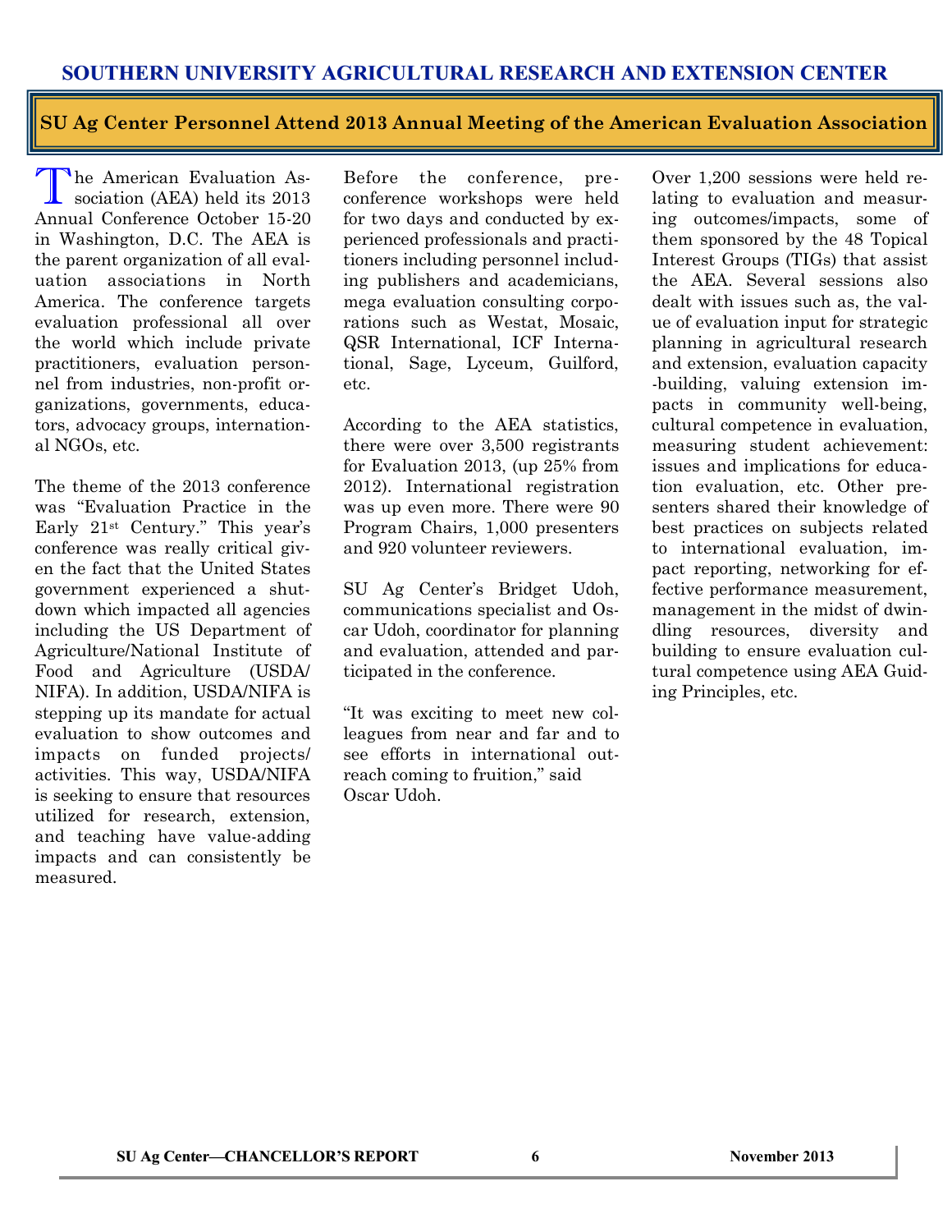# SU Ag Center Personnel Attend 2013 Annual Meeting of the American Evaluation Association

The American Evaluation Association (AEA) held its 2013 Annual Conference October 15-20 in Washington, D.C. The AEA is the parent organization of all evaluation associations in North America. The conference targets evaluation professional all over the world which include private practitioners, evaluation personnel from industries, non-profit organizations, governments, educators, advocacy groups, international NGOs, etc.

The theme of the 2013 conference was "Evaluation Practice in the Early 21st Century." This year's conference was really critical given the fact that the United States government experienced a shutdown which impacted all agencies including the US Department of Agriculture/National Institute of Food and Agriculture (USDA/NIFA). In addition, USDA/NIFA is stepping up its mandate for actual evaluation to show outcomes and impacts on funded projects/activities. This way, USDA/NIFA is seeking to ensure that resources utilized for research, extension, and teaching have value-adding impacts and can consistently be measured.

Before the conference, pre-conference workshops were held for two days and conducted by experienced professionals and practitioners including personnel including publishers and academicians, mega evaluation consulting corporations such as Westat, Mosaic, QSR International, ICF International, Sage, Lyceum, Guilford, etc.

According to the AEA statistics, there were over 3,500 registrants for Evaluation 2013, (up 25% from 2012). International registration was up even more. There were 90 Program Chairs, 1,000 presenters and 920 volunteer reviewers.

SU Ag Center's Bridget Udoh, communications specialist and Oscar Udoh, coordinator for planning and evaluation, attended and participated in the conference.

"It was exciting to meet new colleagues from near and far and to see efforts in international outreach coming to fruition," said Oscar Udoh.

Over 1,200 sessions were held relating to evaluation and measuring outcomes/impacts, some of them sponsored by the 48 Topical Interest Groups (TIGs) that assist the AEA. Several sessions also dealt with issues such as, the value of evaluation input for strategic planning in agricultural research and extension, evaluation capacity-building, valuing extension impacts in community well-being, cultural competence in evaluation, measuring student achievement: issues and implications for education evaluation, etc. Other presenters shared their knowledge of best practices on subjects related to international evaluation, impact reporting, networking for effective performance measurement, management in the midst of dwindling resources, diversity and building to ensure evaluation cultural competence using AEA Guiding Principles, etc.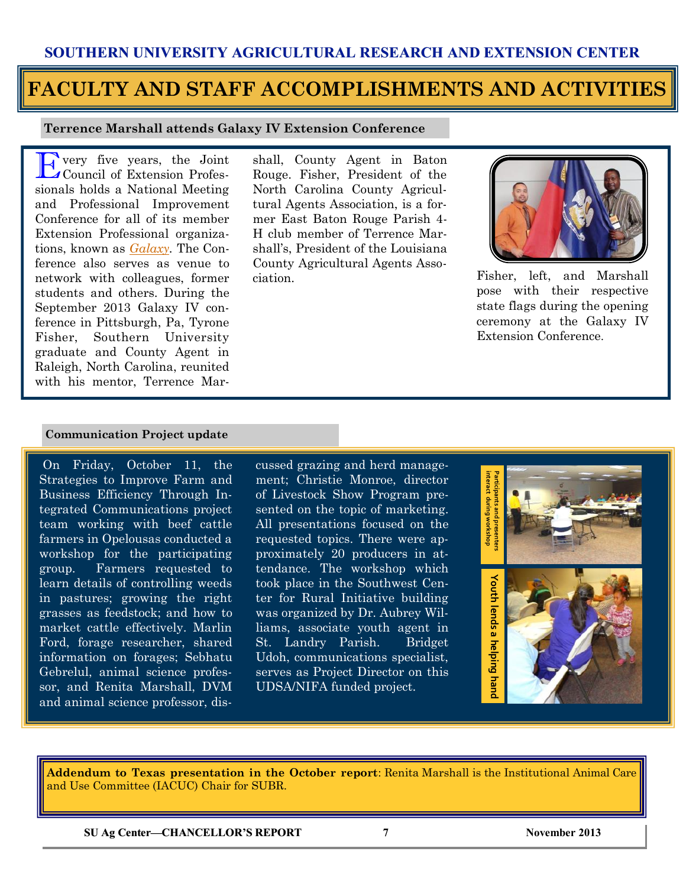## SOUTHERN UNIVERSITY AGRICULTURAL RESEARCH AND EXTENSION CENTER

# FACULTY AND STAFF ACCOMPLISHMENTS AND ACTIVITIES

### Terrence Marshall attends Galaxy IV Extension Conference

Every five years, the Joint Council of Extension Professionals holds a National Meeting and Professional Improvement Conference for all of its member Extension Professional organizations, known as *Galaxy*. The Conference also serves as venue to network with colleagues, former students and others. During the September 2013 Galaxy IV conference in Pittsburgh, Pa, Tyrone Fisher, Southern University graduate and County Agent in Raleigh, North Carolina, reunited with his mentor, Terrence Marshall, County Agent in Baton Rouge. Fisher, President of the North Carolina County Agricultural Agents Association, is a former East Baton Rouge Parish 4-H club member of Terrence Marshall's, President of the Louisiana County Agricultural Agents Association.

Fisher, left, and Marshall pose with their respective state flags during the opening ceremony at the Galaxy IV Extension Conference.

### Communication Project update

On Friday, October 11, the Strategies to Improve Farm and Business Efficiency Through Integrated Communications project team working with beef cattle farmers in Opelousas conducted a workshop for the participating group. Farmers requested to learn details of controlling weeds in pastures; growing the right grasses as feedstock; and how to market cattle effectively. Marlin Ford, forage researcher, shared information on forages; Sebhatu Gebrelul, animal science professor, and Renita Marshall, DVM and animal science professor, discussed grazing and herd management; Christie Monroe, director of Livestock Show Program presented on the topic of marketing. All presentations focused on the requested topics. There were approximately 20 producers in attendance. The workshop which took place in the Southwest Center for Rural Initiative building was organized by Dr. Aubrey Williams, associate youth agent in St. Landry Parish. Bridget Udoh, communications specialist, serves as Project Director on this UDSA/NIFA funded project.

Participants and presenters interact during workshop

Youth lends a helping hand

**Addendum to Texas presentation in the October report**: Renita Marshall is the Institutional Animal Care and Use Committee (IACUC) Chair for SUBR.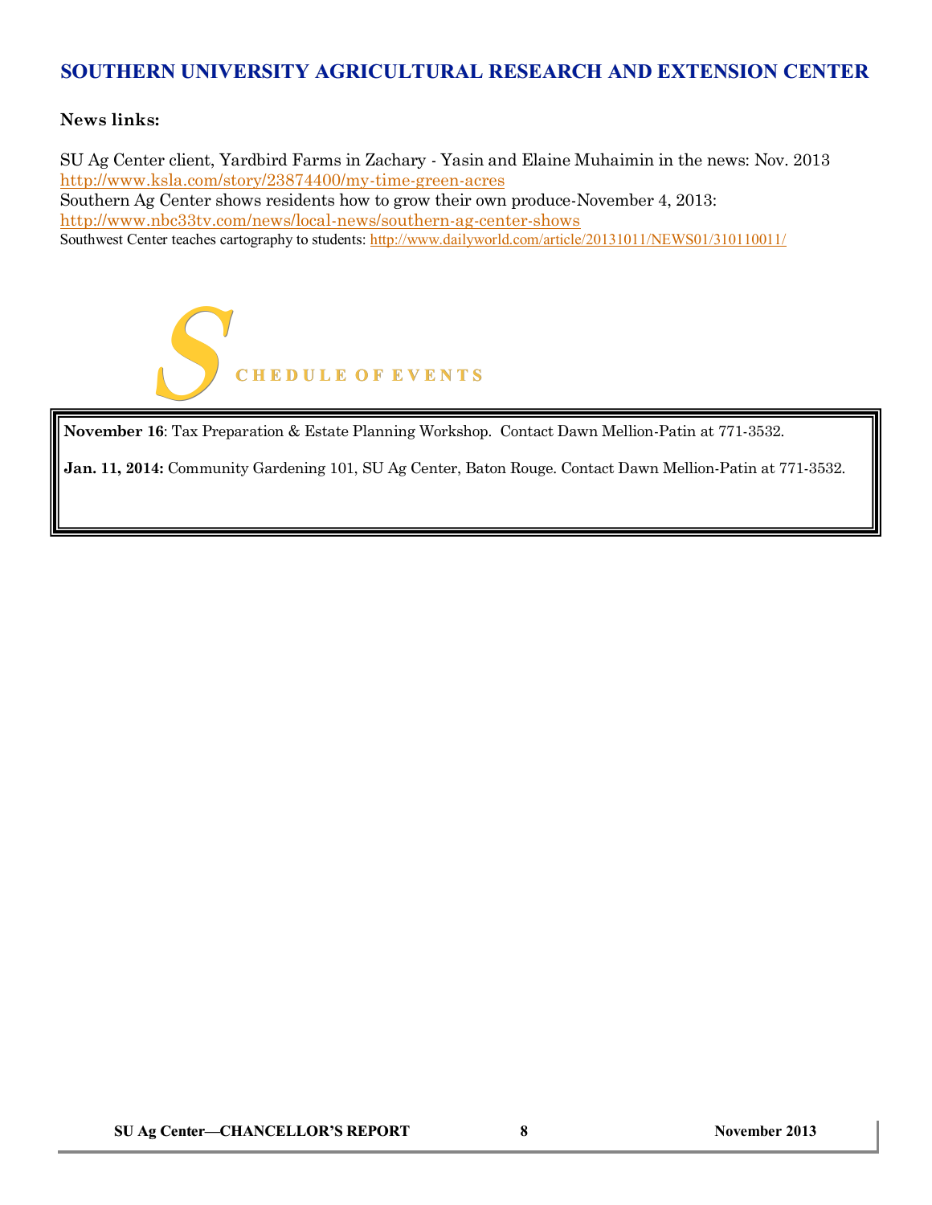## SOUTHERN UNIVERSITY AGRICULTURAL RESEARCH AND EXTENSION CENTER

**News links:**

SU Ag Center client, Yardbird Farms in Zachary - Yasin and Elaine Muhaimin in the news: Nov. 2013
http://www.ksla.com/story/23874400/my-time-green-acres
Southern Ag Center shows residents how to grow their own produce-November 4, 2013:
http://www.nbc33tv.com/news/local-news/southern-ag-center-shows
Southwest Center teaches cartography to students: http://www.dailyworld.com/article/20131011/NEWS01/310110011/

## SCHEDULE OF EVENTS

**November 16**: Tax Preparation & Estate Planning Workshop. Contact Dawn Mellion-Patin at 771-3532.

**Jan. 11, 2014:** Community Gardening 101, SU Ag Center, Baton Rouge. Contact Dawn Mellion-Patin at 771-3532.